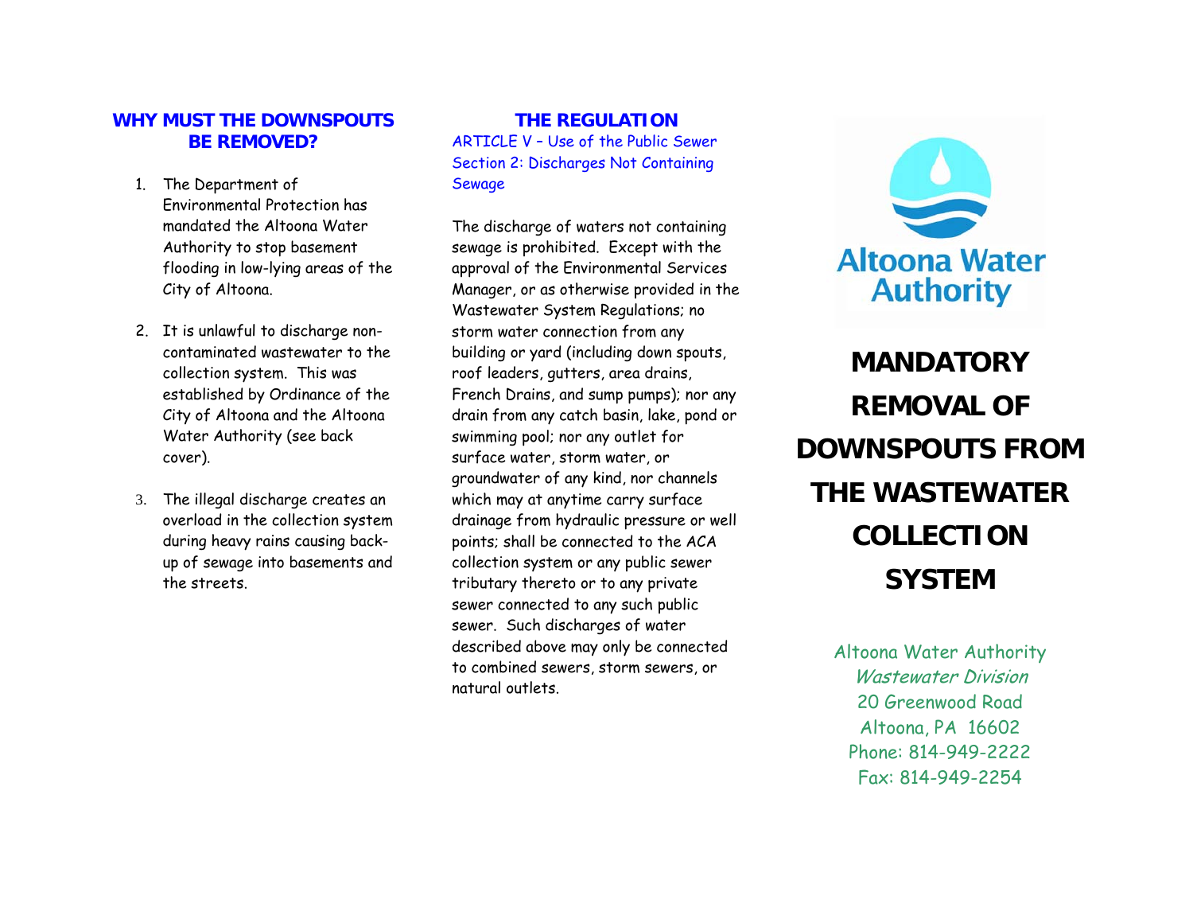## WHY MUST THE DOWNSPOUTS BE REMOVED?

1. The Department of Environmental Protection has mandated the Altoona Water Authority to stop basement flooding in low-lying areas of the City of Altoona.

2. It is unlawful to discharge non-contaminated wastewater to the collection system. This was established by Ordinance of the City of Altoona and the Altoona Water Authority (see back cover).

3. The illegal discharge creates an overload in the collection system during heavy rains causing back-up of sewage into basements and the streets.

## THE REGULATION

ARTICLE V – Use of the Public Sewer
Section 2: Discharges Not Containing Sewage

The discharge of waters not containing sewage is prohibited. Except with the approval of the Environmental Services Manager, or as otherwise provided in the Wastewater System Regulations; no storm water connection from any building or yard (including down spouts, roof leaders, gutters, area drains, French Drains, and sump pumps); nor any drain from any catch basin, lake, pond or swimming pool; nor any outlet for surface water, storm water, or groundwater of any kind, nor channels which may at anytime carry surface drainage from hydraulic pressure or well points; shall be connected to the ACA collection system or any public sewer tributary thereto or to any private sewer connected to any such public sewer. Such discharges of water described above may only be connected to combined sewers, storm sewers, or natural outlets.

Altoona Water Authority

# MANDATORY REMOVAL OF DOWNSPOUTS FROM THE WASTEWATER COLLECTION SYSTEM

Altoona Water Authority
*Wastewater Division*
20 Greenwood Road
Altoona, PA 16602
Phone: 814-949-2222
Fax: 814-949-2254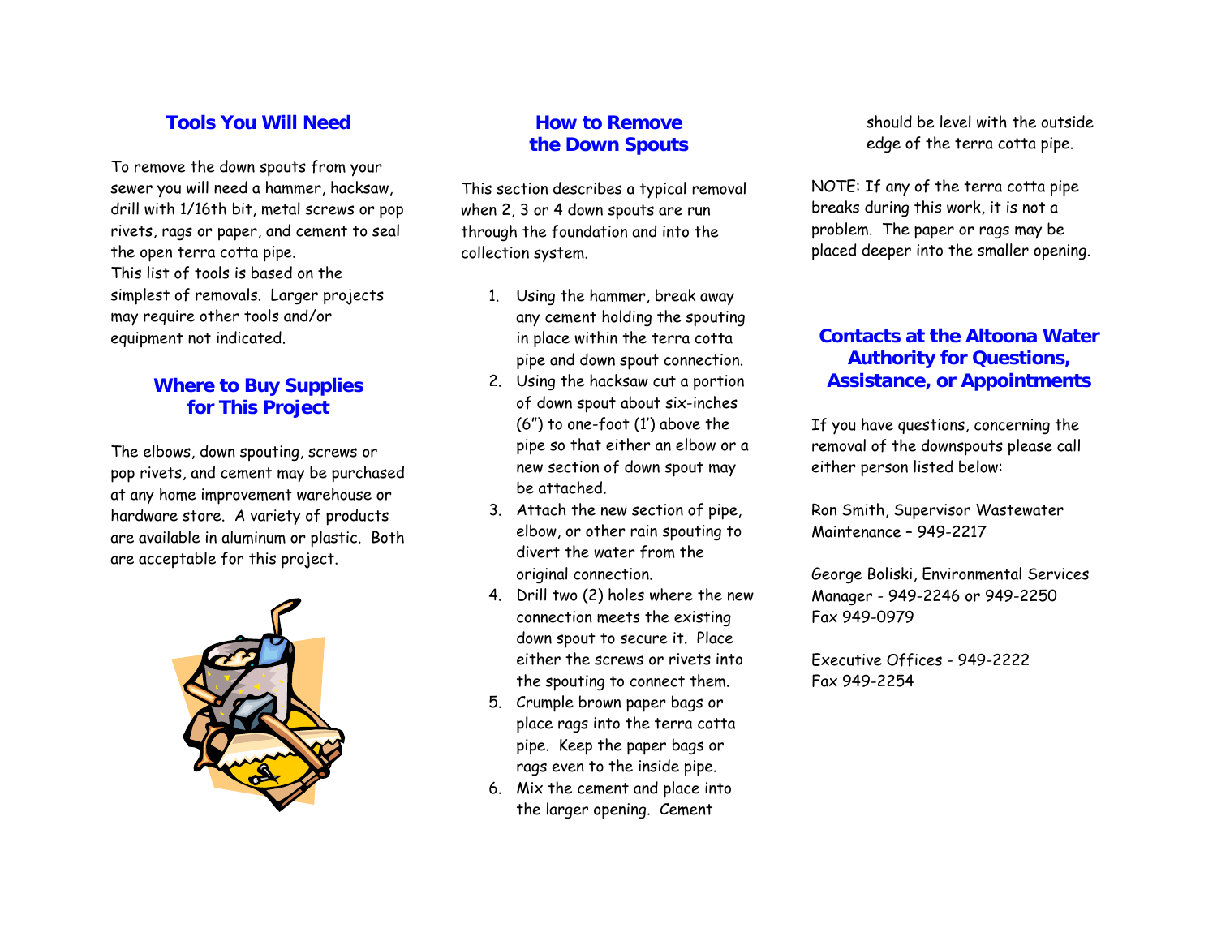## Tools You Will Need

To remove the down spouts from your sewer you will need a hammer, hacksaw, drill with 1/16th bit, metal screws or pop rivets, rags or paper, and cement to seal the open terra cotta pipe.
This list of tools is based on the simplest of removals. Larger projects may require other tools and/or equipment not indicated.

## Where to Buy Supplies for This Project

The elbows, down spouting, screws or pop rivets, and cement may be purchased at any home improvement warehouse or hardware store. A variety of products are available in aluminum or plastic. Both are acceptable for this project.

## How to Remove the Down Spouts

This section describes a typical removal when 2, 3 or 4 down spouts are run through the foundation and into the collection system.

1. Using the hammer, break away any cement holding the spouting in place within the terra cotta pipe and down spout connection.
2. Using the hacksaw cut a portion of down spout about six-inches (6") to one-foot (1') above the pipe so that either an elbow or a new section of down spout may be attached.
3. Attach the new section of pipe, elbow, or other rain spouting to divert the water from the original connection.
4. Drill two (2) holes where the new connection meets the existing down spout to secure it. Place either the screws or rivets into the spouting to connect them.
5. Crumple brown paper bags or place rags into the terra cotta pipe. Keep the paper bags or rags even to the inside pipe.
6. Mix the cement and place into the larger opening. Cement should be level with the outside edge of the terra cotta pipe.

NOTE: If any of the terra cotta pipe breaks during this work, it is not a problem. The paper or rags may be placed deeper into the smaller opening.

## Contacts at the Altoona Water Authority for Questions, Assistance, or Appointments

If you have questions, concerning the removal of the downspouts please call either person listed below:

Ron Smith, Supervisor Wastewater Maintenance – 949-2217

George Boliski, Environmental Services Manager - 949-2246 or 949-2250
Fax 949-0979

Executive Offices - 949-2222
Fax 949-2254